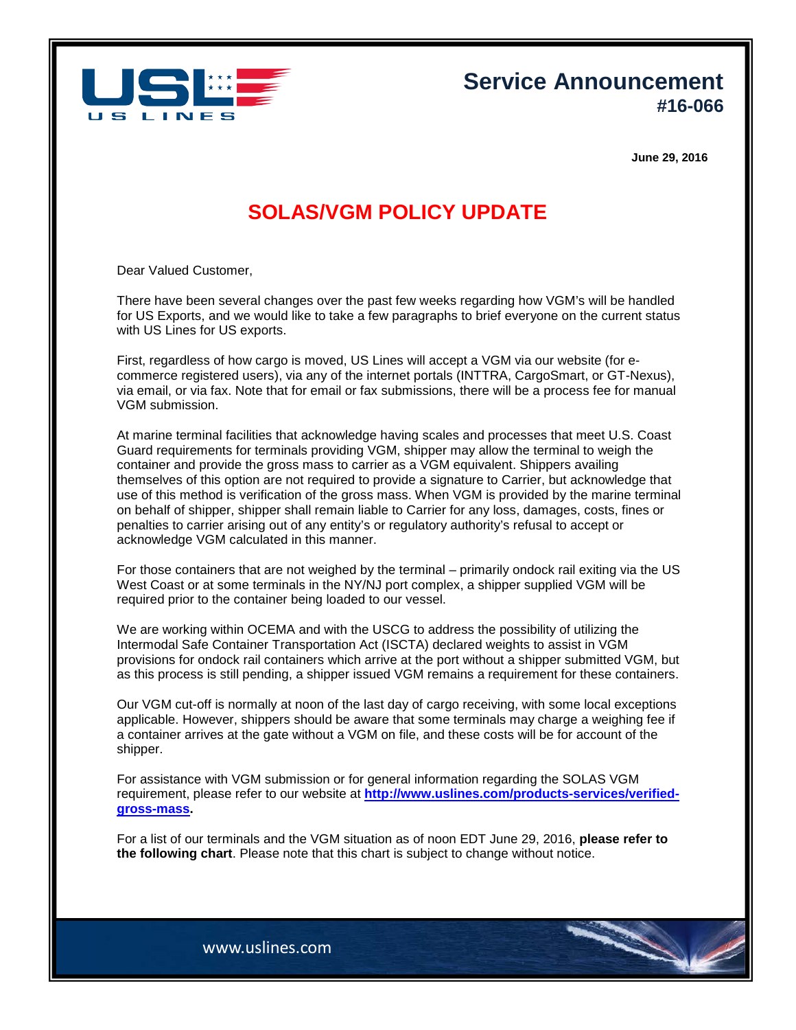# Service Announcement
## #16-066

**June 29, 2016**

# SOLAS/VGM POLICY UPDATE

Dear Valued Customer,

There have been several changes over the past few weeks regarding how VGM's will be handled for US Exports, and we would like to take a few paragraphs to brief everyone on the current status with US Lines for US exports.

First, regardless of how cargo is moved, US Lines will accept a VGM via our website (for e-commerce registered users), via any of the internet portals (INTTRA, CargoSmart, or GT-Nexus), via email, or via fax. Note that for email or fax submissions, there will be a process fee for manual VGM submission.

At marine terminal facilities that acknowledge having scales and processes that meet U.S. Coast Guard requirements for terminals providing VGM, shipper may allow the terminal to weigh the container and provide the gross mass to carrier as a VGM equivalent. Shippers availing themselves of this option are not required to provide a signature to Carrier, but acknowledge that use of this method is verification of the gross mass. When VGM is provided by the marine terminal on behalf of shipper, shipper shall remain liable to Carrier for any loss, damages, costs, fines or penalties to carrier arising out of any entity's or regulatory authority's refusal to accept or acknowledge VGM calculated in this manner.

For those containers that are not weighed by the terminal – primarily ondock rail exiting via the US West Coast or at some terminals in the NY/NJ port complex, a shipper supplied VGM will be required prior to the container being loaded to our vessel.

We are working within OCEMA and with the USCG to address the possibility of utilizing the Intermodal Safe Container Transportation Act (ISCTA) declared weights to assist in VGM provisions for ondock rail containers which arrive at the port without a shipper submitted VGM, but as this process is still pending, a shipper issued VGM remains a requirement for these containers.

Our VGM cut-off is normally at noon of the last day of cargo receiving, with some local exceptions applicable. However, shippers should be aware that some terminals may charge a weighing fee if a container arrives at the gate without a VGM on file, and these costs will be for account of the shipper.

For assistance with VGM submission or for general information regarding the SOLAS VGM requirement, please refer to our website at **http://www.uslines.com/products-services/verified-gross-mass.**

For a list of our terminals and the VGM situation as of noon EDT June 29, 2016, **please refer to the following chart**. Please note that this chart is subject to change without notice.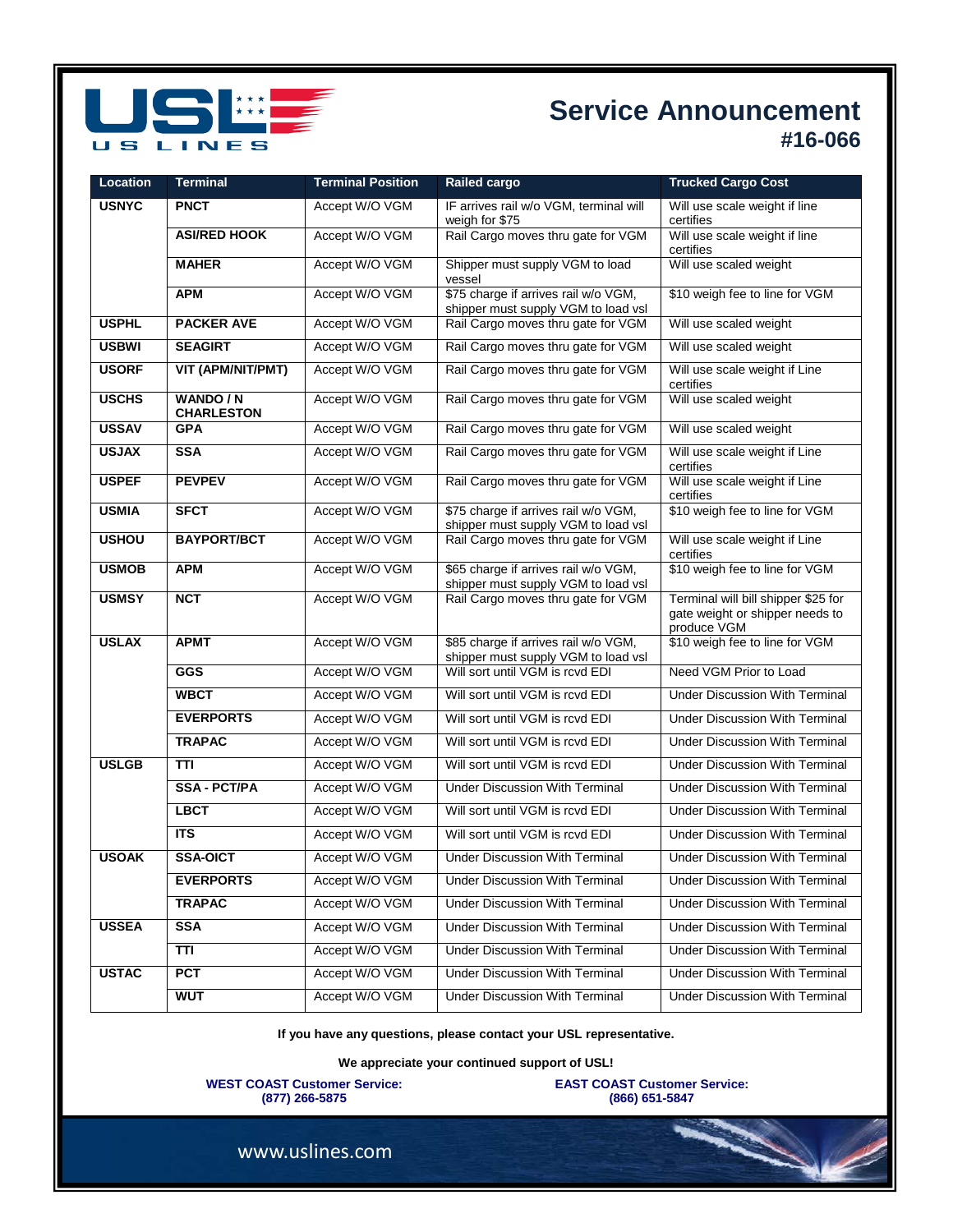# Service Announcement
## #16-066

| Location | Terminal | Terminal Position | Railed cargo | Trucked Cargo Cost |
|---|---|---|---|---|
| **USNYC** | **PNCT** | Accept W/O VGM | IF arrives rail w/o VGM, terminal will weigh for $75 | Will use scale weight if line certifies |
| | **ASI/RED HOOK** | Accept W/O VGM | Rail Cargo moves thru gate for VGM | Will use scale weight if line certifies |
| | **MAHER** | Accept W/O VGM | Shipper must supply VGM to load vessel | Will use scaled weight |
| | **APM** | Accept W/O VGM | $75 charge if arrives rail w/o VGM, shipper must supply VGM to load vsl | $10 weigh fee to line for VGM |
| **USPHL** | **PACKER AVE** | Accept W/O VGM | Rail Cargo moves thru gate for VGM | Will use scaled weight |
| **USBWI** | **SEAGIRT** | Accept W/O VGM | Rail Cargo moves thru gate for VGM | Will use scaled weight |
| **USORF** | **VIT (APM/NIT/PMT)** | Accept W/O VGM | Rail Cargo moves thru gate for VGM | Will use scale weight if Line certifies |
| **USCHS** | **WANDO / N CHARLESTON** | Accept W/O VGM | Rail Cargo moves thru gate for VGM | Will use scaled weight |
| **USSAV** | **GPA** | Accept W/O VGM | Rail Cargo moves thru gate for VGM | Will use scaled weight |
| **USJAX** | **SSA** | Accept W/O VGM | Rail Cargo moves thru gate for VGM | Will use scale weight if Line certifies |
| **USPEF** | **PEVPEV** | Accept W/O VGM | Rail Cargo moves thru gate for VGM | Will use scale weight if Line certifies |
| **USMIA** | **SFCT** | Accept W/O VGM | $75 charge if arrives rail w/o VGM, shipper must supply VGM to load vsl | $10 weigh fee to line for VGM |
| **USHOU** | **BAYPORT/BCT** | Accept W/O VGM | Rail Cargo moves thru gate for VGM | Will use scale weight if Line certifies |
| **USMOB** | **APM** | Accept W/O VGM | $65 charge if arrives rail w/o VGM, shipper must supply VGM to load vsl | $10 weigh fee to line for VGM |
| **USMSY** | **NCT** | Accept W/O VGM | Rail Cargo moves thru gate for VGM | Terminal will bill shipper $25 for gate weight or shipper needs to produce VGM |
| **USLAX** | **APMT** | Accept W/O VGM | $85 charge if arrives rail w/o VGM, shipper must supply VGM to load vsl | $10 weigh fee to line for VGM |
| | **GGS** | Accept W/O VGM | Will sort until VGM is rcvd EDI | Need VGM Prior to Load |
| | **WBCT** | Accept W/O VGM | Will sort until VGM is rcvd EDI | Under Discussion With Terminal |
| | **EVERPORTS** | Accept W/O VGM | Will sort until VGM is rcvd EDI | Under Discussion With Terminal |
| | **TRAPAC** | Accept W/O VGM | Will sort until VGM is rcvd EDI | Under Discussion With Terminal |
| **USLGB** | **TTI** | Accept W/O VGM | Will sort until VGM is rcvd EDI | Under Discussion With Terminal |
| | **SSA - PCT/PA** | Accept W/O VGM | Under Discussion With Terminal | Under Discussion With Terminal |
| | **LBCT** | Accept W/O VGM | Will sort until VGM is rcvd EDI | Under Discussion With Terminal |
| | **ITS** | Accept W/O VGM | Will sort until VGM is rcvd EDI | Under Discussion With Terminal |
| **USOAK** | **SSA-OICT** | Accept W/O VGM | Under Discussion With Terminal | Under Discussion With Terminal |
| | **EVERPORTS** | Accept W/O VGM | Under Discussion With Terminal | Under Discussion With Terminal |
| | **TRAPAC** | Accept W/O VGM | Under Discussion With Terminal | Under Discussion With Terminal |
| **USSEA** | **SSA** | Accept W/O VGM | Under Discussion With Terminal | Under Discussion With Terminal |
| | **TTI** | Accept W/O VGM | Under Discussion With Terminal | Under Discussion With Terminal |
| **USTAC** | **PCT** | Accept W/O VGM | Under Discussion With Terminal | Under Discussion With Terminal |
| | **WUT** | Accept W/O VGM | Under Discussion With Terminal | Under Discussion With Terminal |

**If you have any questions, please contact your USL representative.**

**We appreciate your continued support of USL!**

**WEST COAST Customer Service:**
**(877) 266-5875**

**EAST COAST Customer Service:**
**(866) 651-5847**

www.uslines.com